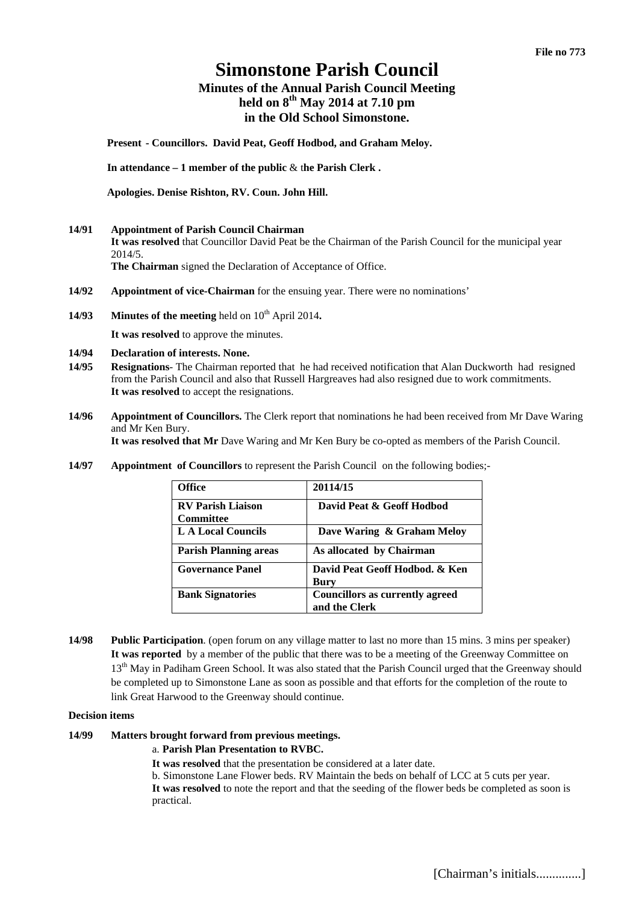File no 773

# Simonstone Parish Council

## Minutes of the Annual Parish Council Meeting held on 8th May 2014 at 7.10 pm in the Old School Simonstone.

**Present - Councillors. David Peat, Geoff Hodbod, and Graham Meloy.**

**In attendance – 1 member of the public** & t**he Parish Clerk .**

**Apologies. Denise Rishton, RV. Coun. John Hill.**

**14/91 Appointment of Parish Council Chairman**
**It was resolved** that Councillor David Peat be the Chairman of the Parish Council for the municipal year 2014/5.
**The Chairman** signed the Declaration of Acceptance of Office.

**14/92 Appointment of vice-Chairman** for the ensuing year. There were no nominations'

**14/93 Minutes of the meeting** held on 10th April 2014**.**

**It was resolved** to approve the minutes.

**14/94 Declaration of interests. None.**

**14/95 Resignations**- The Chairman reported that he had received notification that Alan Duckworth had resigned from the Parish Council and also that Russell Hargreaves had also resigned due to work commitments.
**It was resolved** to accept the resignations.

**14/96 Appointment of Councillors.** The Clerk report that nominations he had been received from Mr Dave Waring and Mr Ken Bury.
**It was resolved that Mr** Dave Waring and Mr Ken Bury be co-opted as members of the Parish Council.

**14/97 Appointment of Councillors** to represent the Parish Council on the following bodies;-

| **Office** | **20114/15** |
|---|---|
| **RV Parish Liaison Committee** | **David Peat & Geoff Hodbod** |
| **L A Local Councils** | **Dave Waring & Graham Meloy** |
| **Parish Planning areas** | **As allocated by Chairman** |
| **Governance Panel** | **David Peat Geoff Hodbod. & Ken Bury** |
| **Bank Signatories** | **Councillors as currently agreed and the Clerk** |

**14/98 Public Participation**. (open forum on any village matter to last no more than 15 mins. 3 mins per speaker)
**It was reported** by a member of the public that there was to be a meeting of the Greenway Committee on 13th May in Padiham Green School. It was also stated that the Parish Council urged that the Greenway should be completed up to Simonstone Lane as soon as possible and that efforts for the completion of the route to link Great Harwood to the Greenway should continue.

**Decision items**

**14/99 Matters brought forward from previous meetings.**

a. **Parish Plan Presentation to RVBC.**

**It was resolved** that the presentation be considered at a later date.

b. Simonstone Lane Flower beds. RV Maintain the beds on behalf of LCC at 5 cuts per year.
**It was resolved** to note the report and that the seeding of the flower beds be completed as soon is practical.

[Chairman's initials.............]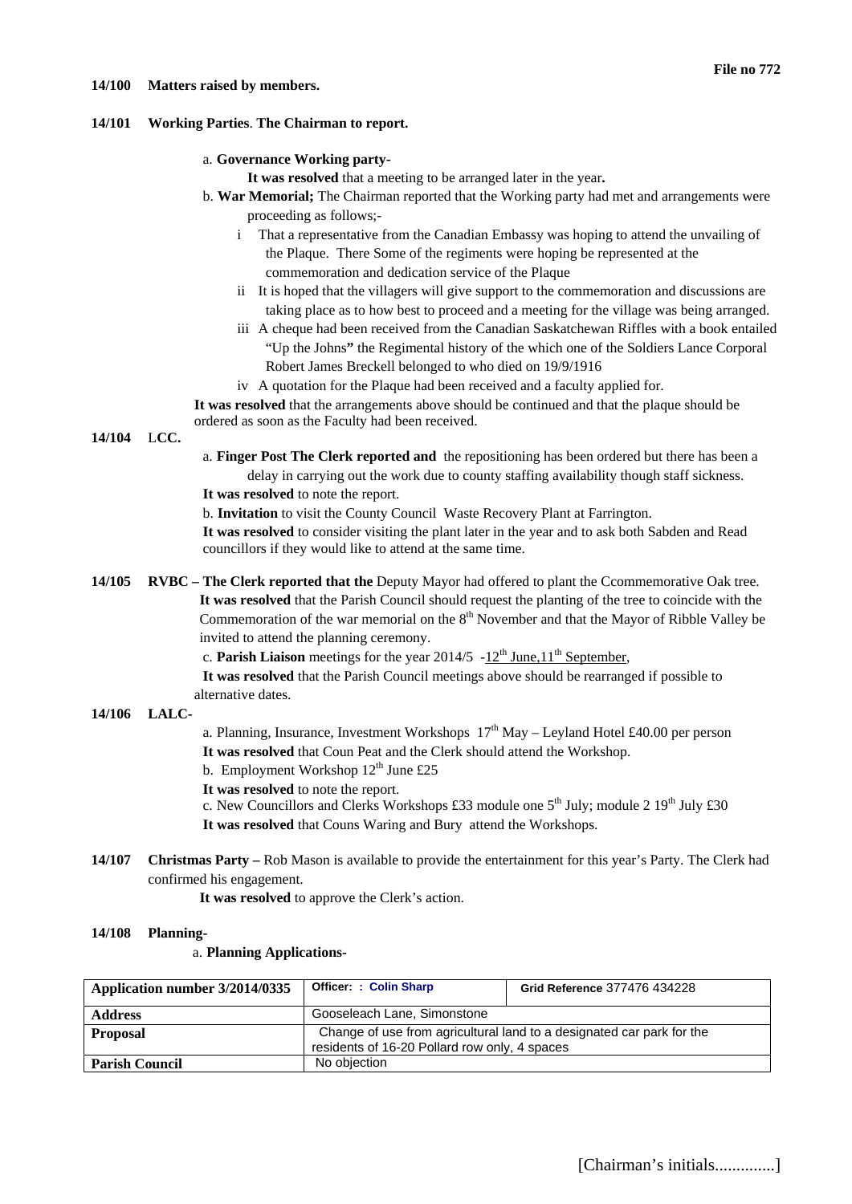File no 772

**14/100 Matters raised by members.**

**14/101 Working Parties**. **The Chairman to report.**

a. **Governance Working party-**

**It was resolved** that a meeting to be arranged later in the year**.**

b. **War Memorial;** The Chairman reported that the Working party had met and arrangements were proceeding as follows;-

i That a representative from the Canadian Embassy was hoping to attend the unvailing of the Plaque. There Some of the regiments were hoping be represented at the commemoration and dedication service of the Plaque

ii It is hoped that the villagers will give support to the commemoration and discussions are taking place as to how best to proceed and a meeting for the village was being arranged.

iii A cheque had been received from the Canadian Saskatchewan Riffles with a book entailed "Up the Johns**"** the Regimental history of the which one of the Soldiers Lance Corporal Robert James Breckell belonged to who died on 19/9/1916

iv A quotation for the Plaque had been received and a faculty applied for.

**It was resolved** that the arrangements above should be continued and that the plaque should be ordered as soon as the Faculty had been received.

**14/104 LCC.**

a. **Finger Post The Clerk reported and** the repositioning has been ordered but there has been a delay in carrying out the work due to county staffing availability though staff sickness.

**It was resolved** to note the report.

b. **Invitation** to visit the County Council Waste Recovery Plant at Farrington.

**It was resolved** to consider visiting the plant later in the year and to ask both Sabden and Read councillors if they would like to attend at the same time.

**14/105 RVBC – The Clerk reported that the** Deputy Mayor had offered to plant the Ccommemorative Oak tree.

**It was resolved** that the Parish Council should request the planting of the tree to coincide with the Commemoration of the war memorial on the 8th November and that the Mayor of Ribble Valley be invited to attend the planning ceremony.

c. **Parish Liaison** meetings for the year 2014/5 -12th June,11th September,

**It was resolved** that the Parish Council meetings above should be rearranged if possible to alternative dates.

**14/106 LALC-**

a. Planning, Insurance, Investment Workshops 17th May – Leyland Hotel £40.00 per person

**It was resolved** that Coun Peat and the Clerk should attend the Workshop.

b. Employment Workshop 12th June £25

**It was resolved** to note the report.

c. New Councillors and Clerks Workshops £33 module one 5th July; module 2 19th July £30

**It was resolved** that Couns Waring and Bury attend the Workshops.

**14/107 Christmas Party –** Rob Mason is available to provide the entertainment for this year's Party. The Clerk had confirmed his engagement.

**It was resolved** to approve the Clerk's action.

**14/108 Planning-**

a. **Planning Applications-**

| **Application number 3/2014/0335** | **Officer: : Colin Sharp** | **Grid Reference** 377476 434228 |
|---|---|---|
| **Address** | Gooseleach Lane, Simonstone | |
| **Proposal** | Change of use from agricultural land to a designated car park for the residents of 16-20 Pollard row only, 4 spaces | |
| **Parish Council** | No objection | |

[Chairman's initials.............]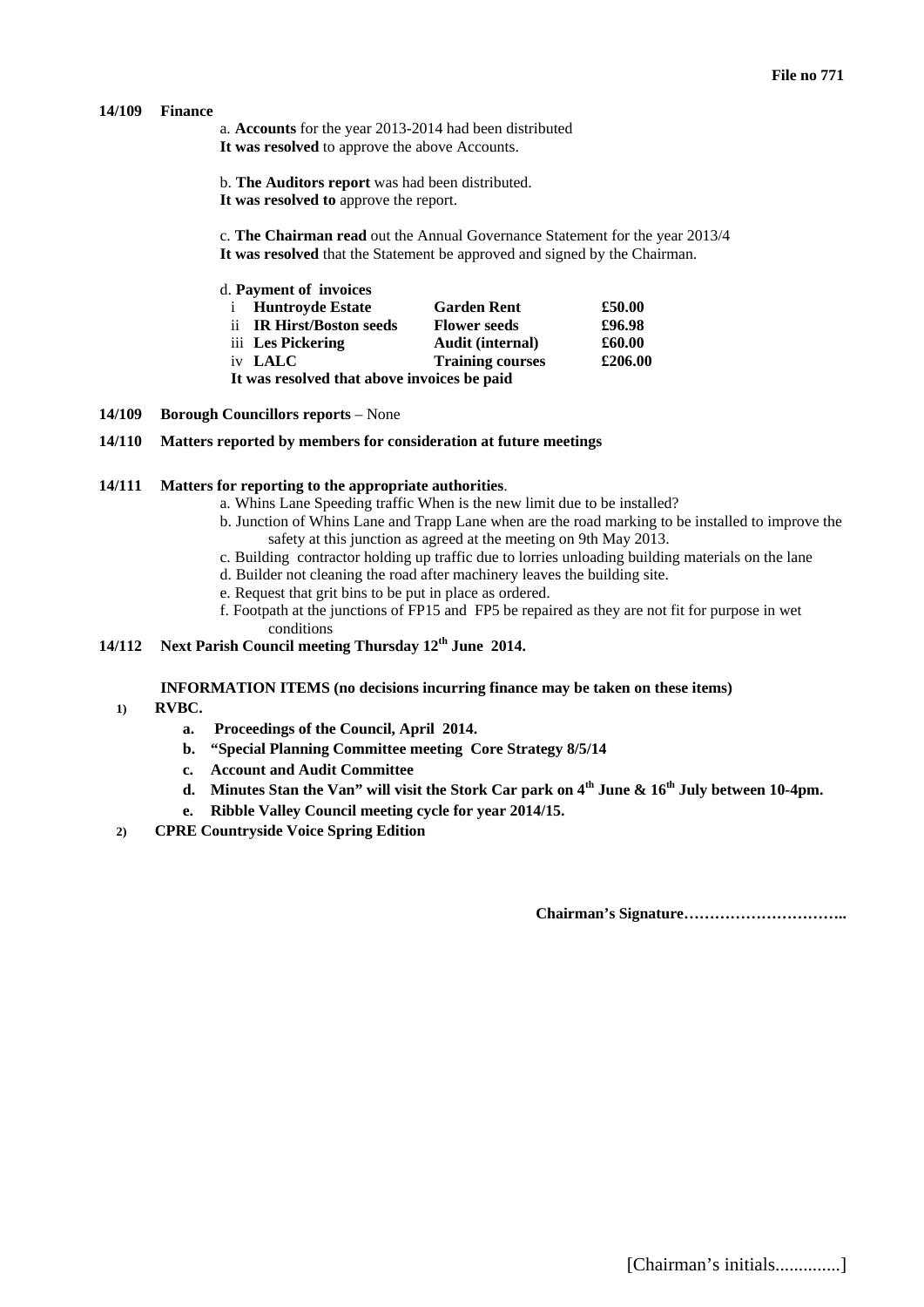**File no 771**

**14/109 Finance**

a. **Accounts** for the year 2013-2014 had been distributed
**It was resolved** to approve the above Accounts.

b. **The Auditors report** was had been distributed.
**It was resolved to** approve the report.

c. **The Chairman read** out the Annual Governance Statement for the year 2013/4
**It was resolved** that the Statement be approved and signed by the Chairman.

d. **Payment of invoices**

| | | | |
|---|---|---|---|
| i | **Huntroyde Estate** | **Garden Rent** | **£50.00** |
| ii | **IR Hirst/Boston seeds** | **Flower seeds** | **£96.98** |
| iii | **Les Pickering** | **Audit (internal)** | **£60.00** |
| iv | **LALC** | **Training courses** | **£206.00** |

**It was resolved that above invoices be paid**

**14/109 Borough Councillors reports** – None

**14/110 Matters reported by members for consideration at future meetings**

**14/111 Matters for reporting to the appropriate authorities**.

a. Whins Lane Speeding traffic When is the new limit due to be installed?
b. Junction of Whins Lane and Trapp Lane when are the road marking to be installed to improve the safety at this junction as agreed at the meeting on 9th May 2013.
c. Building contractor holding up traffic due to lorries unloading building materials on the lane
d. Builder not cleaning the road after machinery leaves the building site.
e. Request that grit bins to be put in place as ordered.
f. Footpath at the junctions of FP15 and FP5 be repaired as they are not fit for purpose in wet conditions

**14/112 Next Parish Council meeting Thursday 12th June 2014.**

**INFORMATION ITEMS (no decisions incurring finance may be taken on these items)**

1) **RVBC.**
   a. **Proceedings of the Council, April 2014.**
   b. **"Special Planning Committee meeting Core Strategy 8/5/14**
   c. **Account and Audit Committee**
   d. **Minutes Stan the Van" will visit the Stork Car park on 4th June & 16th July between 10-4pm.**
   e. **Ribble Valley Council meeting cycle for year 2014/15.**
2) **CPRE Countryside Voice Spring Edition**

**Chairman's Signature…………………………..**

[Chairman's initials.............]